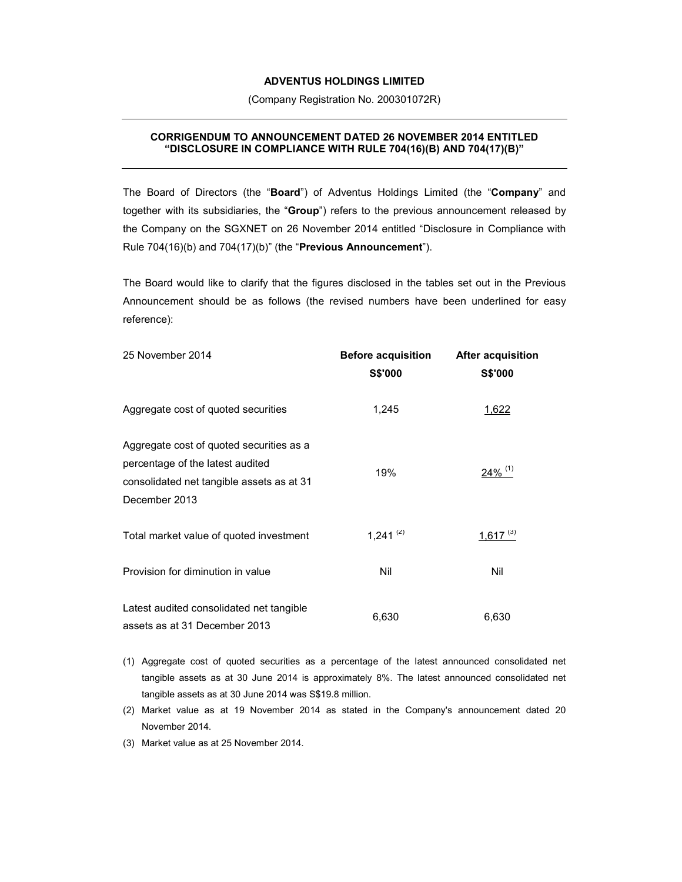**ADVENTUS HOLDINGS LIMITED**

(Company Registration No. 200301072R)

---

**CORRIGENDUM TO ANNOUNCEMENT DATED 26 NOVEMBER 2014 ENTITLED "DISCLOSURE IN COMPLIANCE WITH RULE 704(16)(B) AND 704(17)(B)"**

---

The Board of Directors (the "**Board**") of Adventus Holdings Limited (the "**Company**" and together with its subsidiaries, the "**Group**") refers to the previous announcement released by the Company on the SGXNET on 26 November 2014 entitled "Disclosure in Compliance with Rule 704(16)(b) and 704(17)(b)" (the "**Previous Announcement**").

The Board would like to clarify that the figures disclosed in the tables set out in the Previous Announcement should be as follows (the revised numbers have been underlined for easy reference):

| 25 November 2014 | **Before acquisition S$'000** | **After acquisition S$'000** |
|---|---|---|
| Aggregate cost of quoted securities | 1,245 | <u>1,622</u> |
| Aggregate cost of quoted securities as a percentage of the latest audited consolidated net tangible assets as at 31 December 2013 | 19% | <u>24%</u> (1) |
| Total market value of quoted investment | 1,241 (2) | <u>1,617</u> (3) |
| Provision for diminution in value | Nil | Nil |
| Latest audited consolidated net tangible assets as at 31 December 2013 | 6,630 | 6,630 |

(1) Aggregate cost of quoted securities as a percentage of the latest announced consolidated net tangible assets as at 30 June 2014 is approximately 8%. The latest announced consolidated net tangible assets as at 30 June 2014 was S$19.8 million.

(2) Market value as at 19 November 2014 as stated in the Company's announcement dated 20 November 2014.

(3) Market value as at 25 November 2014.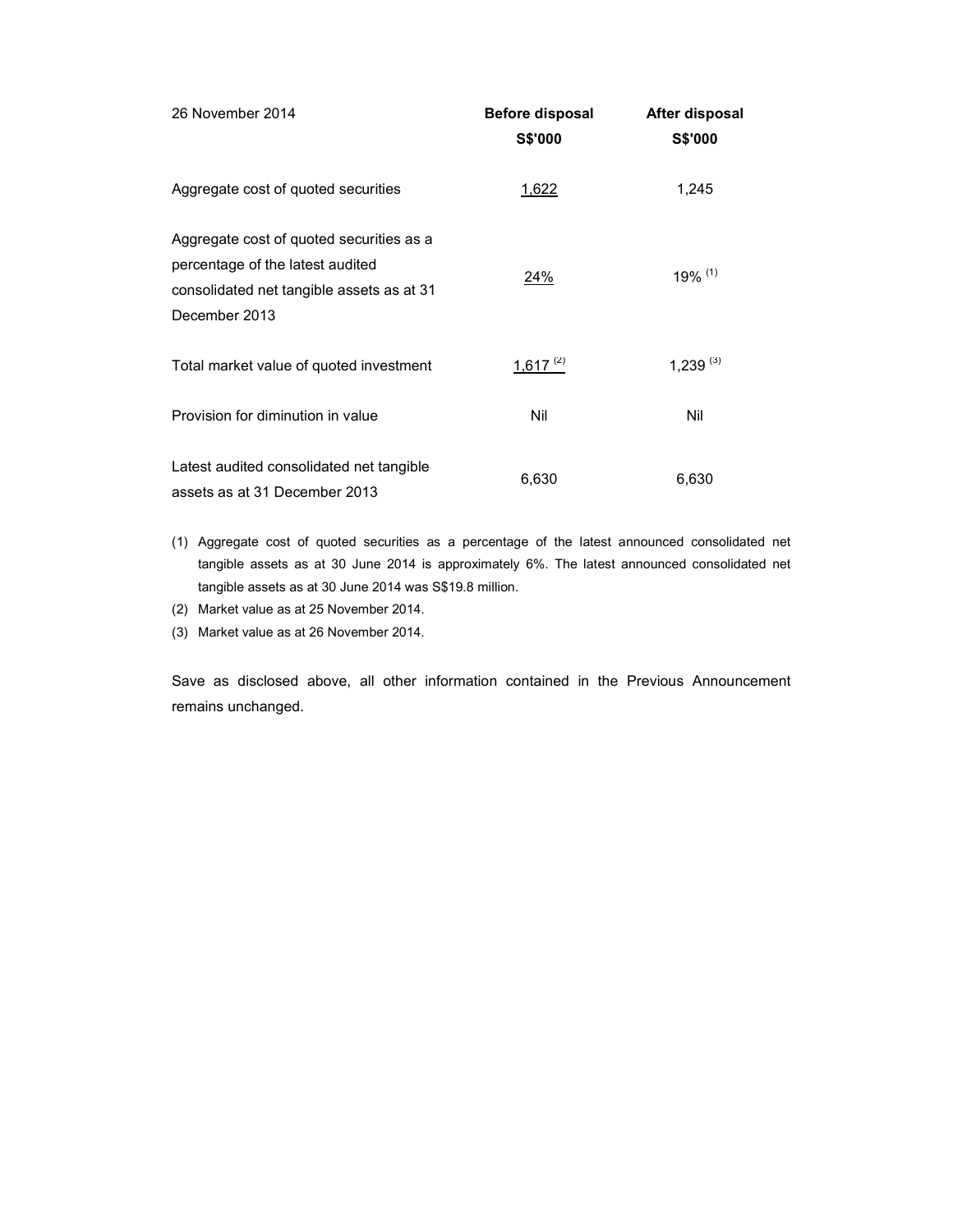| 26 November 2014 | **Before disposal S$'000** | **After disposal S$'000** |
|---|---|---|
| Aggregate cost of quoted securities | 1,622 | 1,245 |
| Aggregate cost of quoted securities as a percentage of the latest audited consolidated net tangible assets as at 31 December 2013 | 24% | 19% (1) |
| Total market value of quoted investment | 1,617 (2) | 1,239 (3) |
| Provision for diminution in value | Nil | Nil |
| Latest audited consolidated net tangible assets as at 31 December 2013 | 6,630 | 6,630 |

(1) Aggregate cost of quoted securities as a percentage of the latest announced consolidated net tangible assets as at 30 June 2014 is approximately 6%. The latest announced consolidated net tangible assets as at 30 June 2014 was S$19.8 million.

(2) Market value as at 25 November 2014.

(3) Market value as at 26 November 2014.

Save as disclosed above, all other information contained in the Previous Announcement remains unchanged.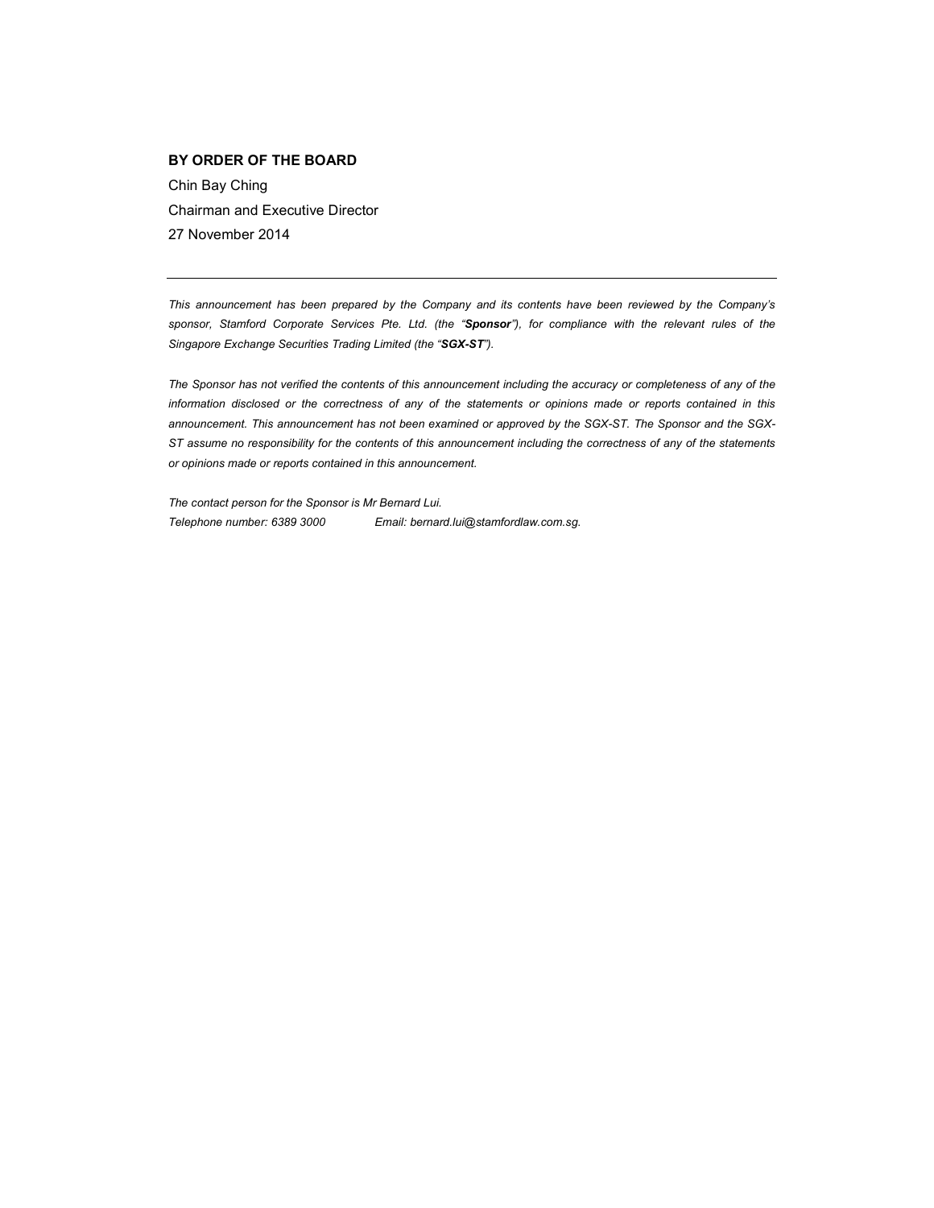**BY ORDER OF THE BOARD**

Chin Bay Ching

Chairman and Executive Director

27 November 2014

---

*This announcement has been prepared by the Company and its contents have been reviewed by the Company's sponsor, Stamford Corporate Services Pte. Ltd. (the "**Sponsor**"), for compliance with the relevant rules of the Singapore Exchange Securities Trading Limited (the "**SGX-ST**").*

*The Sponsor has not verified the contents of this announcement including the accuracy or completeness of any of the information disclosed or the correctness of any of the statements or opinions made or reports contained in this announcement. This announcement has not been examined or approved by the SGX-ST. The Sponsor and the SGX-ST assume no responsibility for the contents of this announcement including the correctness of any of the statements or opinions made or reports contained in this announcement.*

*The contact person for the Sponsor is Mr Bernard Lui.*

*Telephone number: 6389 3000 Email: bernard.lui@stamfordlaw.com.sg.*